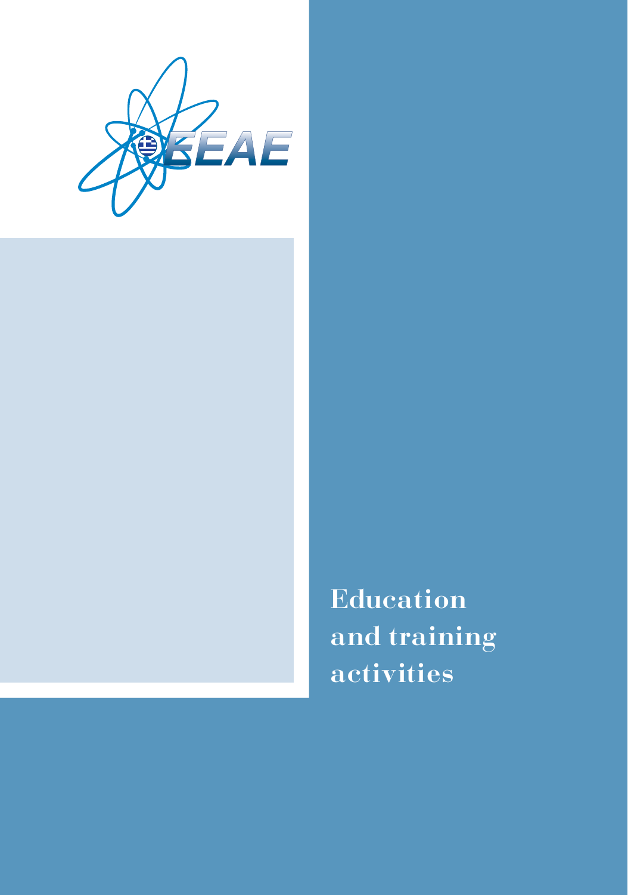# Education and training activities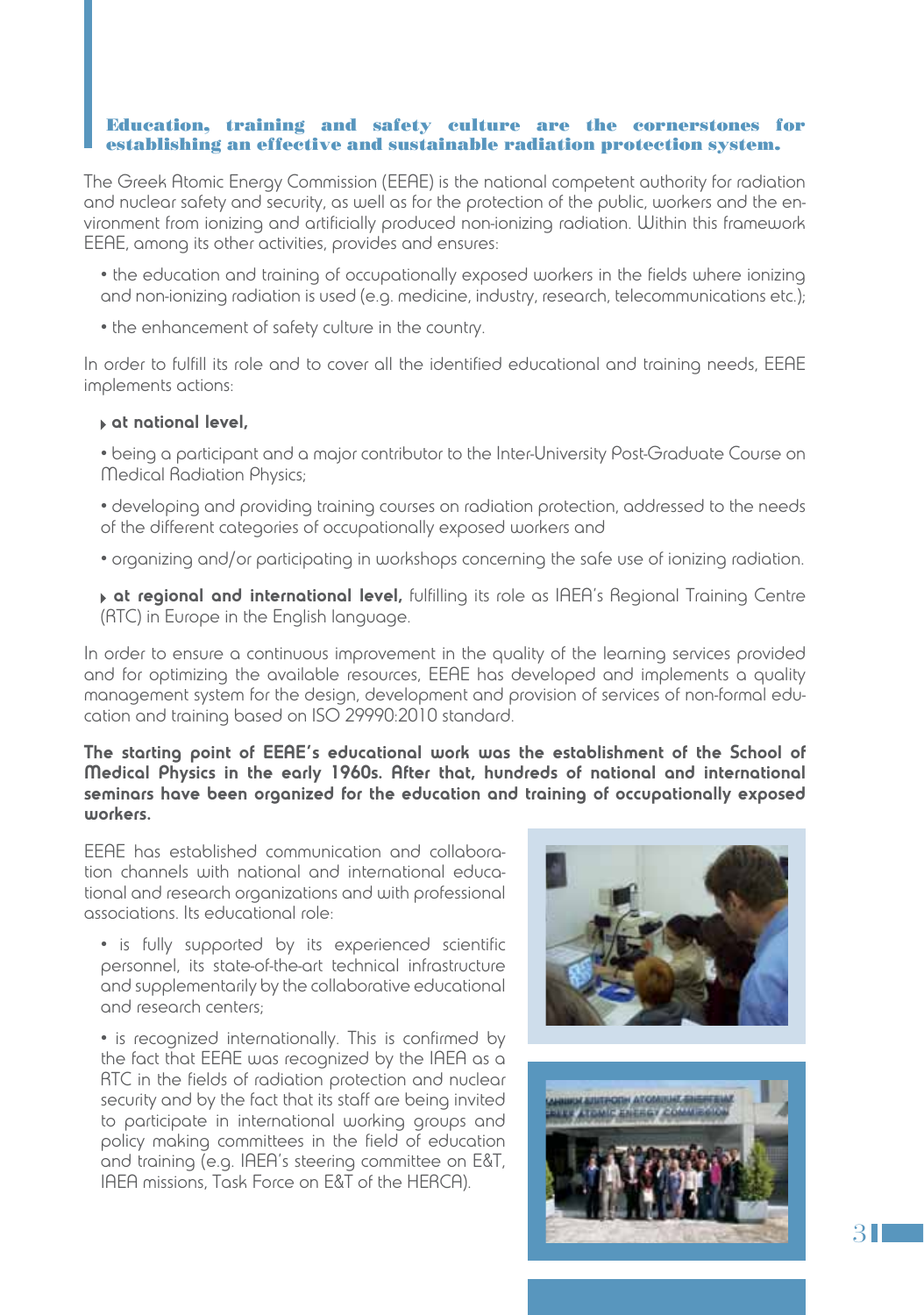## Education, training and safety culture are the cornerstones for establishing an effective and sustainable radiation protection system.

The Greek Atomic Energy Commission (EEAE) is the national competent authority for radiation and nuclear safety and security, as well as for the protection of the public, workers and the environment from ionizing and artificially produced non-ionizing radiation. Within this framework EEAE, among its other activities, provides and ensures:

- the education and training of occupationally exposed workers in the fields where ionizing and non-ionizing radiation is used (e.g. medicine, industry, research, telecommunications etc.);
- the enhancement of safety culture in the country.

In order to fulfill its role and to cover all the identified educational and training needs, EEAE implements actions:

- **at national level,**
  - being a participant and a major contributor to the Inter-University Post-Graduate Course on Medical Radiation Physics;
  - developing and providing training courses on radiation protection, addressed to the needs of the different categories of occupationally exposed workers and
  - organizing and/or participating in workshops concerning the safe use of ionizing radiation.
- **at regional and international level,** fulfilling its role as IAEA's Regional Training Centre (RTC) in Europe in the English language.

In order to ensure a continuous improvement in the quality of the learning services provided and for optimizing the available resources, EEAE has developed and implements a quality management system for the design, development and provision of services of non-formal education and training based on ISO 29990:2010 standard.

**The starting point of EEAE's educational work was the establishment of the School of Medical Physics in the early 1960s. After that, hundreds of national and international seminars have been organized for the education and training of occupationally exposed workers.**

EEAE has established communication and collaboration channels with national and international educational and research organizations and with professional associations. Its educational role:

- is fully supported by its experienced scientific personnel, its state-of-the-art technical infrastructure and supplementarily by the collaborative educational and research centers;
- is recognized internationally. This is confirmed by the fact that EEAE was recognized by the IAEA as a RTC in the fields of radiation protection and nuclear security and by the fact that its staff are being invited to participate in international working groups and policy making committees in the field of education and training (e.g. IAEA's steering committee on E&T, IAEA missions, Task Force on E&T of the HERCA).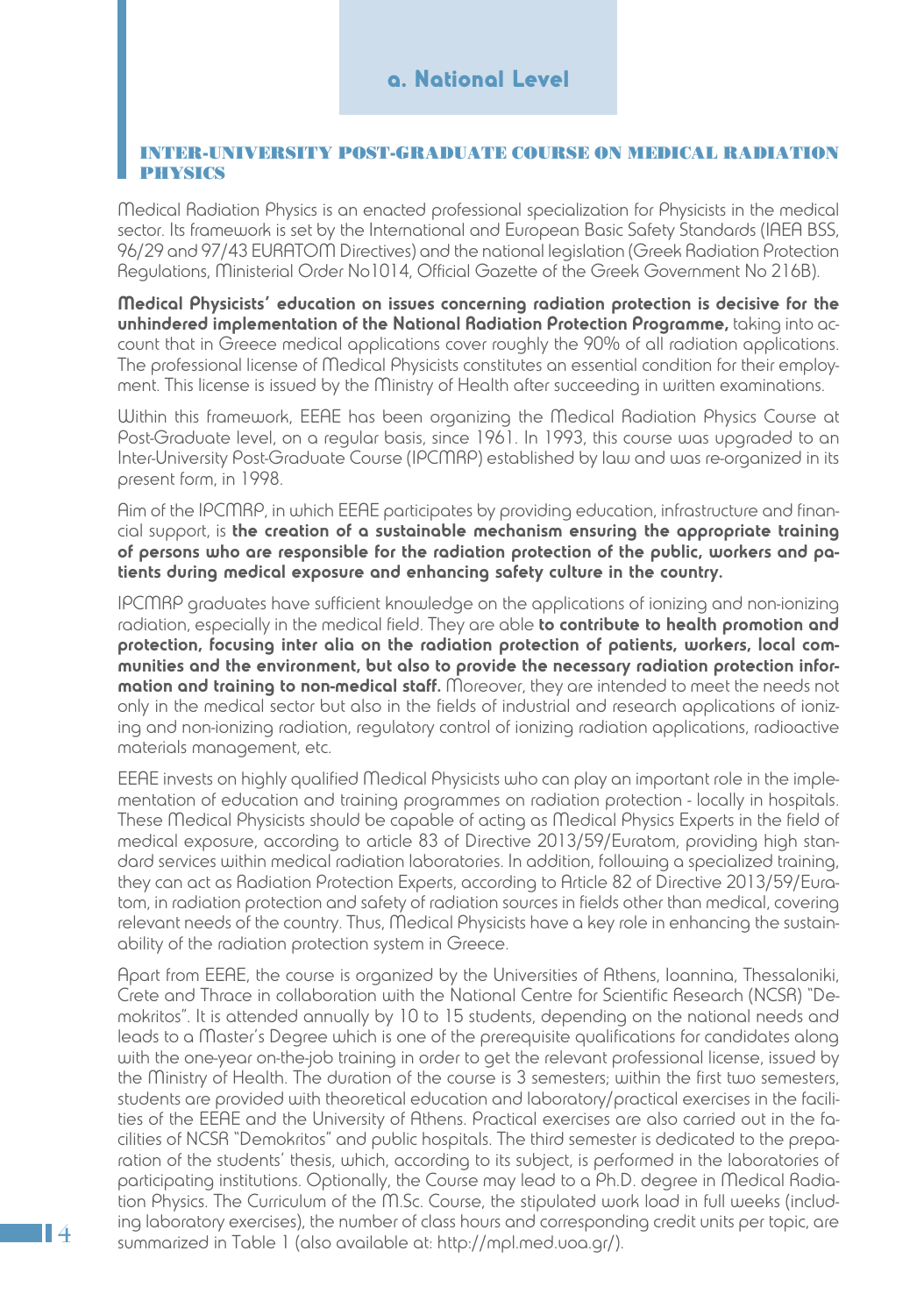## a. National Level

### INTER-UNIVERSITY POST-GRADUATE COURSE ON MEDICAL RADIATION PHYSICS

Medical Radiation Physics is an enacted professional specialization for Physicists in the medical sector. Its framework is set by the International and European Basic Safety Standards (IAEA BSS, 96/29 and 97/43 EURATOM Directives) and the national legislation (Greek Radiation Protection Regulations, Ministerial Order No1014, Official Gazette of the Greek Government No 216B).

**Medical Physicists' education on issues concerning radiation protection is decisive for the unhindered implementation of the National Radiation Protection Programme,** taking into account that in Greece medical applications cover roughly the 90% of all radiation applications. The professional license of Medical Physicists constitutes an essential condition for their employment. This license is issued by the Ministry of Health after succeeding in written examinations.

Within this framework, EEAE has been organizing the Medical Radiation Physics Course at Post-Graduate level, on a regular basis, since 1961. In 1993, this course was upgraded to an Inter-University Post-Graduate Course (IPCMRP) established by law and was re-organized in its present form, in 1998.

Aim of the IPCMRP, in which EEAE participates by providing education, infrastructure and financial support, is **the creation of a sustainable mechanism ensuring the appropriate training of persons who are responsible for the radiation protection of the public, workers and patients during medical exposure and enhancing safety culture in the country.**

IPCMRP graduates have sufficient knowledge on the applications of ionizing and non-ionizing radiation, especially in the medical field. They are able **to contribute to health promotion and protection, focusing inter alia on the radiation protection of patients, workers, local communities and the environment, but also to provide the necessary radiation protection information and training to non-medical staff.** Moreover, they are intended to meet the needs not only in the medical sector but also in the fields of industrial and research applications of ionizing and non-ionizing radiation, regulatory control of ionizing radiation applications, radioactive materials management, etc.

EEAE invests on highly qualified Medical Physicists who can play an important role in the implementation of education and training programmes on radiation protection - locally in hospitals. These Medical Physicists should be capable of acting as Medical Physics Experts in the field of medical exposure, according to article 83 of Directive 2013/59/Euratom, providing high standard services within medical radiation laboratories. In addition, following a specialized training, they can act as Radiation Protection Experts, according to Article 82 of Directive 2013/59/Euratom, in radiation protection and safety of radiation sources in fields other than medical, covering relevant needs of the country. Thus, Medical Physicists have a key role in enhancing the sustainability of the radiation protection system in Greece.

Apart from EEAE, the course is organized by the Universities of Athens, Ioannina, Thessaloniki, Crete and Thrace in collaboration with the National Centre for Scientific Research (NCSR) "Demokritos". It is attended annually by 10 to 15 students, depending on the national needs and leads to a Master's Degree which is one of the prerequisite qualifications for candidates along with the one-year on-the-job training in order to get the relevant professional license, issued by the Ministry of Health. The duration of the course is 3 semesters; within the first two semesters, students are provided with theoretical education and laboratory/practical exercises in the facilities of the EEAE and the University of Athens. Practical exercises are also carried out in the facilities of NCSR "Demokritos" and public hospitals. The third semester is dedicated to the preparation of the students' thesis, which, according to its subject, is performed in the laboratories of participating institutions. Optionally, the Course may lead to a Ph.D. degree in Medical Radiation Physics. The Curriculum of the M.Sc. Course, the stipulated work load in full weeks (including laboratory exercises), the number of class hours and corresponding credit units per topic, are summarized in Table 1 (also available at: http://mpl.med.uoa.gr/).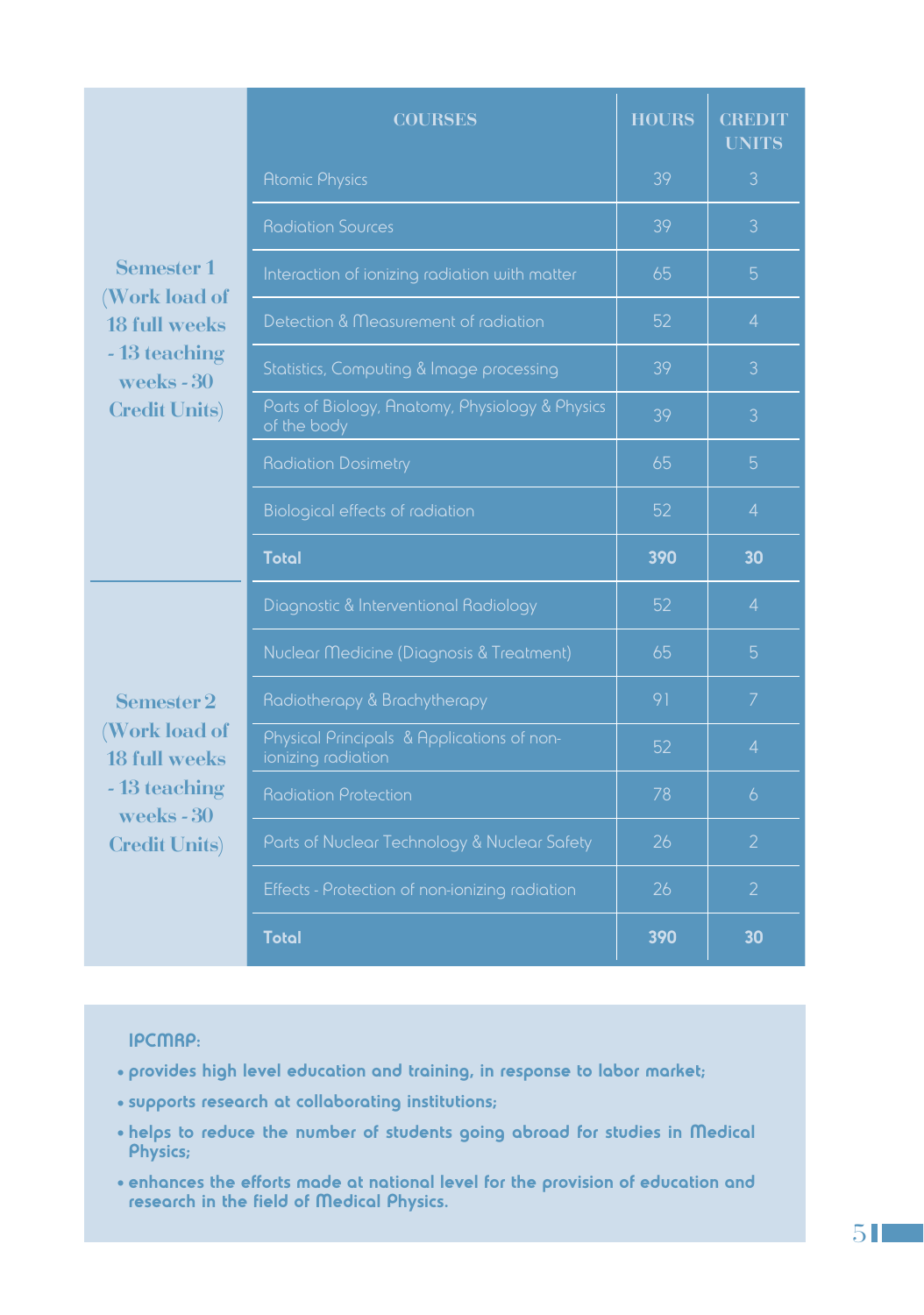| | COURSES | HOURS | CREDIT UNITS |
|---|---|---|---|
| Semester 1 (Work load of 18 full weeks - 13 teaching weeks - 30 Credit Units) | Atomic Physics | 39 | 3 |
| | Radiation Sources | 39 | 3 |
| | Interaction of ionizing radiation with matter | 65 | 5 |
| | Detection & Measurement of radiation | 52 | 4 |
| | Statistics, Computing & Image processing | 39 | 3 |
| | Parts of Biology, Anatomy, Physiology & Physics of the body | 39 | 3 |
| | Radiation Dosimetry | 65 | 5 |
| | Biological effects of radiation | 52 | 4 |
| | **Total** | **390** | **30** |
| Semester 2 (Work load of 18 full weeks - 13 teaching weeks - 30 Credit Units) | Diagnostic & Interventional Radiology | 52 | 4 |
| | Nuclear Medicine (Diagnosis & Treatment) | 65 | 5 |
| | Radiotherapy & Brachytherapy | 91 | 7 |
| | Physical Principals & Applications of non-ionizing radiation | 52 | 4 |
| | Radiation Protection | 78 | 6 |
| | Parts of Nuclear Technology & Nuclear Safety | 26 | 2 |
| | Effects - Protection of non-ionizing radiation | 26 | 2 |
| | **Total** | **390** | **30** |

**IPCMRP:**

- **provides high level education and training, in response to labor market;**
- **supports research at collaborating institutions;**
- **helps to reduce the number of students going abroad for studies in Medical Physics;**
- **enhances the efforts made at national level for the provision of education and research in the field of Medical Physics.**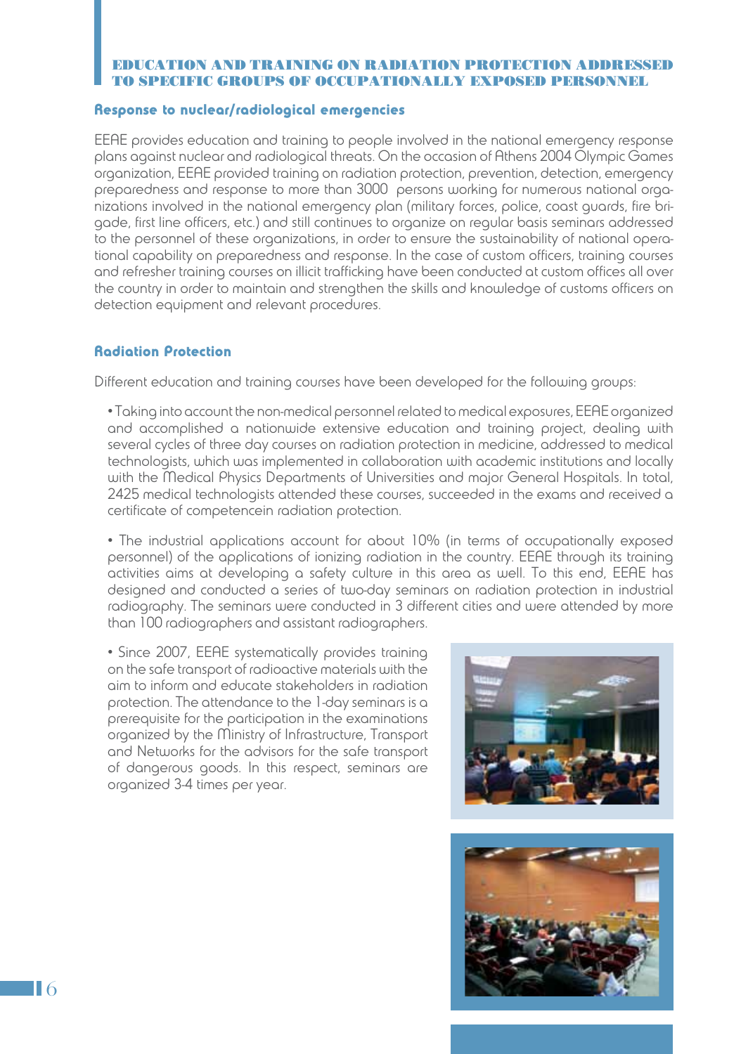# EDUCATION AND TRAINING ON RADIATION PROTECTION ADDRESSED TO SPECIFIC GROUPS OF OCCUPATIONALLY EXPOSED PERSONNEL

## Response to nuclear/radiological emergencies

EEAE provides education and training to people involved in the national emergency response plans against nuclear and radiological threats. On the occasion of Athens 2004 Olympic Games organization, EEAE provided training on radiation protection, prevention, detection, emergency preparedness and response to more than 3000 persons working for numerous national organizations involved in the national emergency plan (military forces, police, coast guards, fire brigade, first line officers, etc.) and still continues to organize on regular basis seminars addressed to the personnel of these organizations, in order to ensure the sustainability of national operational capability on preparedness and response. In the case of custom officers, training courses and refresher training courses on illicit trafficking have been conducted at custom offices all over the country in order to maintain and strengthen the skills and knowledge of customs officers on detection equipment and relevant procedures.

## Radiation Protection

Different education and training courses have been developed for the following groups:

- Taking into account the non-medical personnel related to medical exposures, EEAE organized and accomplished a nationwide extensive education and training project, dealing with several cycles of three day courses on radiation protection in medicine, addressed to medical technologists, which was implemented in collaboration with academic institutions and locally with the Medical Physics Departments of Universities and major General Hospitals. In total, 2425 medical technologists attended these courses, succeeded in the exams and received a certificate of competencein radiation protection.

- The industrial applications account for about 10% (in terms of occupationally exposed personnel) of the applications of ionizing radiation in the country. EEAE through its training activities aims at developing a safety culture in this area as well. To this end, EEAE has designed and conducted a series of two-day seminars on radiation protection in industrial radiography. The seminars were conducted in 3 different cities and were attended by more than 100 radiographers and assistant radiographers.

- Since 2007, EEAE systematically provides training on the safe transport of radioactive materials with the aim to inform and educate stakeholders in radiation protection. The attendance to the 1-day seminars is a prerequisite for the participation in the examinations organized by the Ministry of Infrastructure, Transport and Networks for the advisors for the safe transport of dangerous goods. In this respect, seminars are organized 3-4 times per year.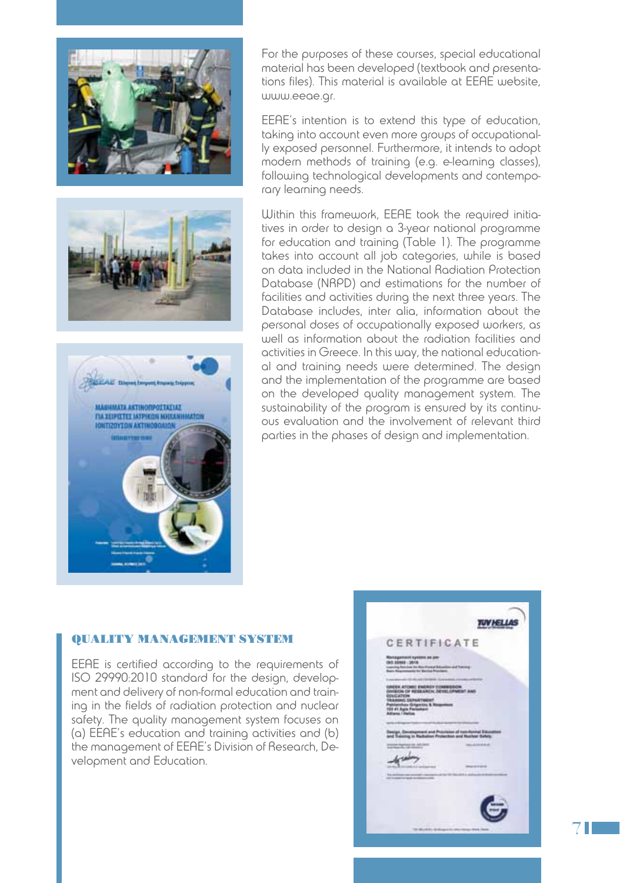For the purposes of these courses, special educational material has been developed (textbook and presentations files). This material is available at EEAE website, www.eeae.gr.

EEAE's intention is to extend this type of education, taking into account even more groups of occupationally exposed personnel. Furthermore, it intends to adopt modern methods of training (e.g. e-learning classes), following technological developments and contemporary learning needs.

Within this framework, EEAE took the required initiatives in order to design a 3-year national programme for education and training (Table 1). The programme takes into account all job categories, while is based on data included in the National Radiation Protection Database (NRPD) and estimations for the number of facilities and activities during the next three years. The Database includes, inter alia, information about the personal doses of occupationally exposed workers, as well as information about the radiation facilities and activities in Greece. In this way, the national educational and training needs were determined. The design and the implementation of the programme are based on the developed quality management system. The sustainability of the program is ensured by its continuous evaluation and the involvement of relevant third parties in the phases of design and implementation.

## QUALITY MANAGEMENT SYSTEM

EEAE is certified according to the requirements of ISO 29990:2010 standard for the design, development and delivery of non-formal education and training in the fields of radiation protection and nuclear safety. The quality management system focuses on (a) EEAE's education and training activities and (b) the management of EEAE's Division of Research, Development and Education.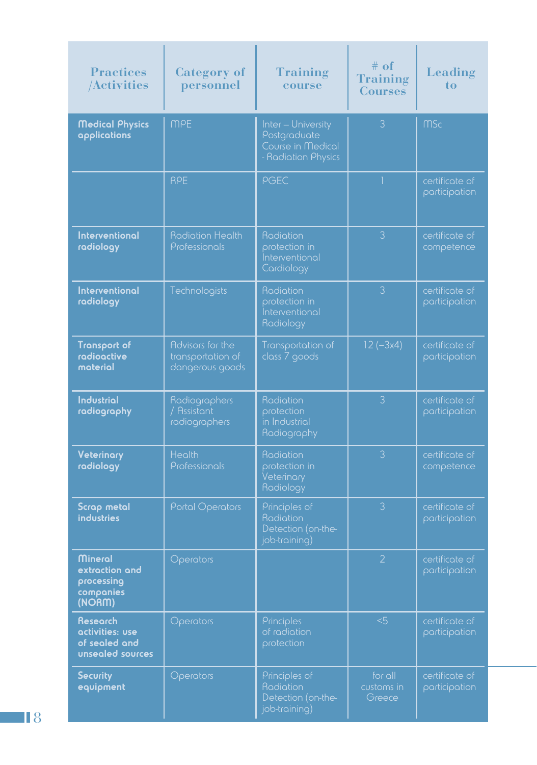| Practices /Activities | Category of personnel | Training course | # of Training Courses | Leading to |
|---|---|---|---|---|
| **Medical Physics applications** | MPE | Inter – University Postgraduate Course in Medical - Radiation Physics | 3 | MSc |
| | RPE | PGEC | 1 | certificate of participation |
| **Interventional radiology** | Radiation Health Professionals | Radiation protection in Interventional Cardiology | 3 | certificate of competence |
| **Interventional radiology** | Technologists | Radiation protection in Interventional Radiology | 3 | certificate of participation |
| **Transport of radioactive material** | Advisors for the transportation of dangerous goods | Transportation of class 7 goods | 12 (=3x4) | certificate of participation |
| **Industrial radiography** | Radiographers / Assistant radiographers | Radiation protection in Industrial Radiography | 3 | certificate of participation |
| **Veterinary radiology** | Health Professionals | Radiation protection in Veterinary Radiology | 3 | certificate of competence |
| **Scrap metal industries** | Portal Operators | Principles of Radiation Detection (on-the-job-training) | 3 | certificate of participation |
| **Mineral extraction and processing companies (NORM)** | Operators | | 2 | certificate of participation |
| **Research activities: use of sealed and unsealed sources** | Operators | Principles of radiation protection | <5 | certificate of participation |
| **Security equipment** | Operators | Principles of Radiation Detection (on-the-job-training) | for all customs in Greece | certificate of participation |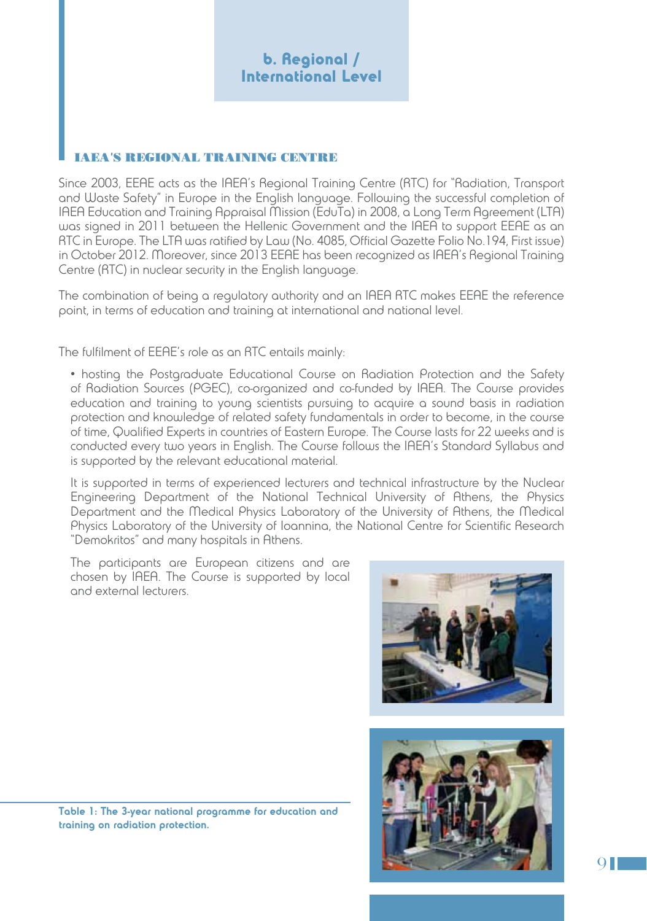## b. Regional / International Level

### IAEA'S REGIONAL TRAINING CENTRE

Since 2003, EEAE acts as the IAEA's Regional Training Centre (RTC) for "Radiation, Transport and Waste Safety" in Europe in the English language. Following the successful completion of IAEA Education and Training Appraisal Mission (EduTa) in 2008, a Long Term Agreement (LTA) was signed in 2011 between the Hellenic Government and the IAEA to support EEAE as an RTC in Europe. The LTA was ratified by Law (No. 4085, Official Gazette Folio No.194, First issue) in October 2012. Moreover, since 2013 EEAE has been recognized as IAEA's Regional Training Centre (RTC) in nuclear security in the English language.

The combination of being a regulatory authority and an IAEA RTC makes EEAE the reference point, in terms of education and training at international and national level.

The fulfilment of EEAE's role as an RTC entails mainly:

- hosting the Postgraduate Educational Course on Radiation Protection and the Safety of Radiation Sources (PGEC), co-organized and co-funded by IAEA. The Course provides education and training to young scientists pursuing to acquire a sound basis in radiation protection and knowledge of related safety fundamentals in order to become, in the course of time, Qualified Experts in countries of Eastern Europe. The Course lasts for 22 weeks and is conducted every two years in English. The Course follows the IAEA's Standard Syllabus and is supported by the relevant educational material.

  It is supported in terms of experienced lecturers and technical infrastructure by the Nuclear Engineering Department of the National Technical University of Athens, the Physics Department and the Medical Physics Laboratory of the University of Athens, the Medical Physics Laboratory of the University of Ioannina, the National Centre for Scientific Research "Demokritos" and many hospitals in Athens.

  The participants are European citizens and are chosen by IAEA. The Course is supported by local and external lecturers.

**Table 1: The 3-year national programme for education and training on radiation protection.**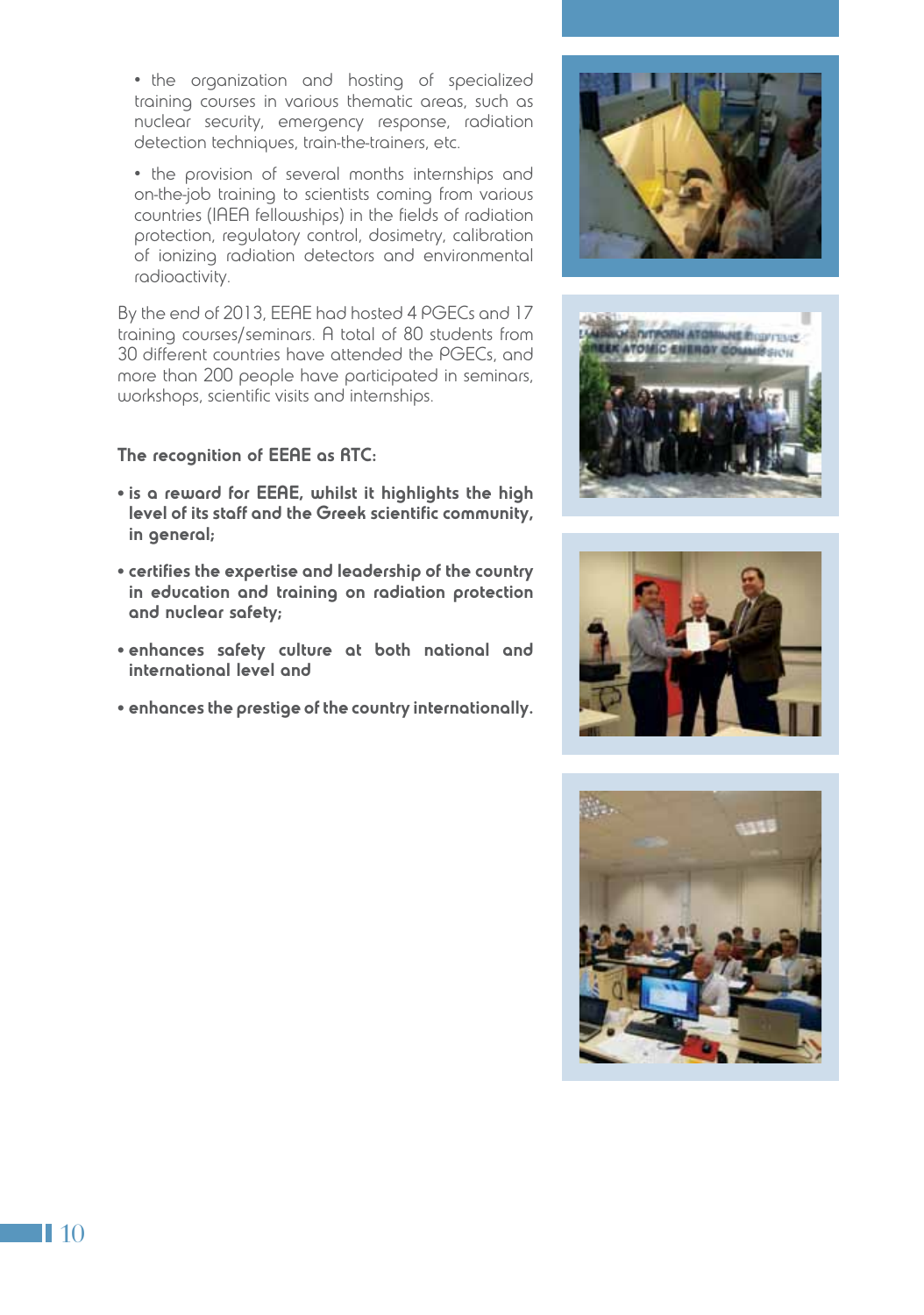- the organization and hosting of specialized training courses in various thematic areas, such as nuclear security, emergency response, radiation detection techniques, train-the-trainers, etc.
- the provision of several months internships and on-the-job training to scientists coming from various countries (IAEA fellowships) in the fields of radiation protection, regulatory control, dosimetry, calibration of ionizing radiation detectors and environmental radioactivity.

By the end of 2013, EEAE had hosted 4 PGECs and 17 training courses/seminars. A total of 80 students from 30 different countries have attended the PGECs, and more than 200 people have participated in seminars, workshops, scientific visits and internships.

**The recognition of EEAE as RTC:**

- **is a reward for EEAE, whilst it highlights the high level of its staff and the Greek scientific community, in general;**
- **certifies the expertise and leadership of the country in education and training on radiation protection and nuclear safety;**
- **enhances safety culture at both national and international level and**
- **enhances the prestige of the country internationally.**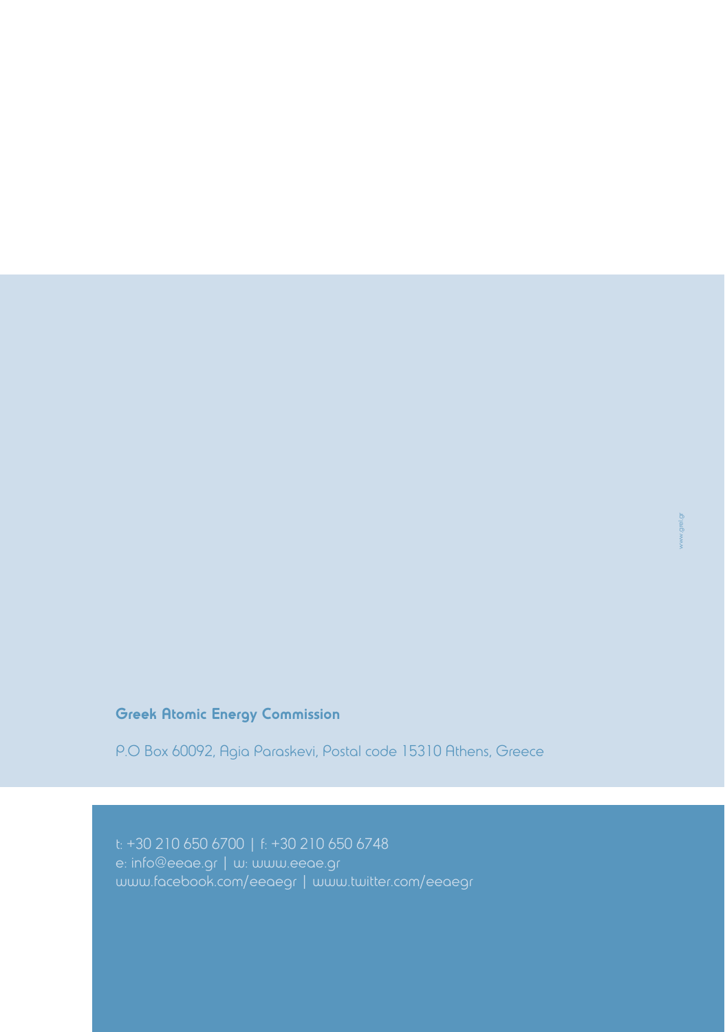**Greek Atomic Energy Commission**

P.O Box 60092, Agia Paraskevi, Postal code 15310 Athens, Greece

t: +30 210 650 6700 | f: +30 210 650 6748
e: info@eeae.gr | w: www.eeae.gr
www.facebook.com/eeaegr | www.twitter.com/eeaegr